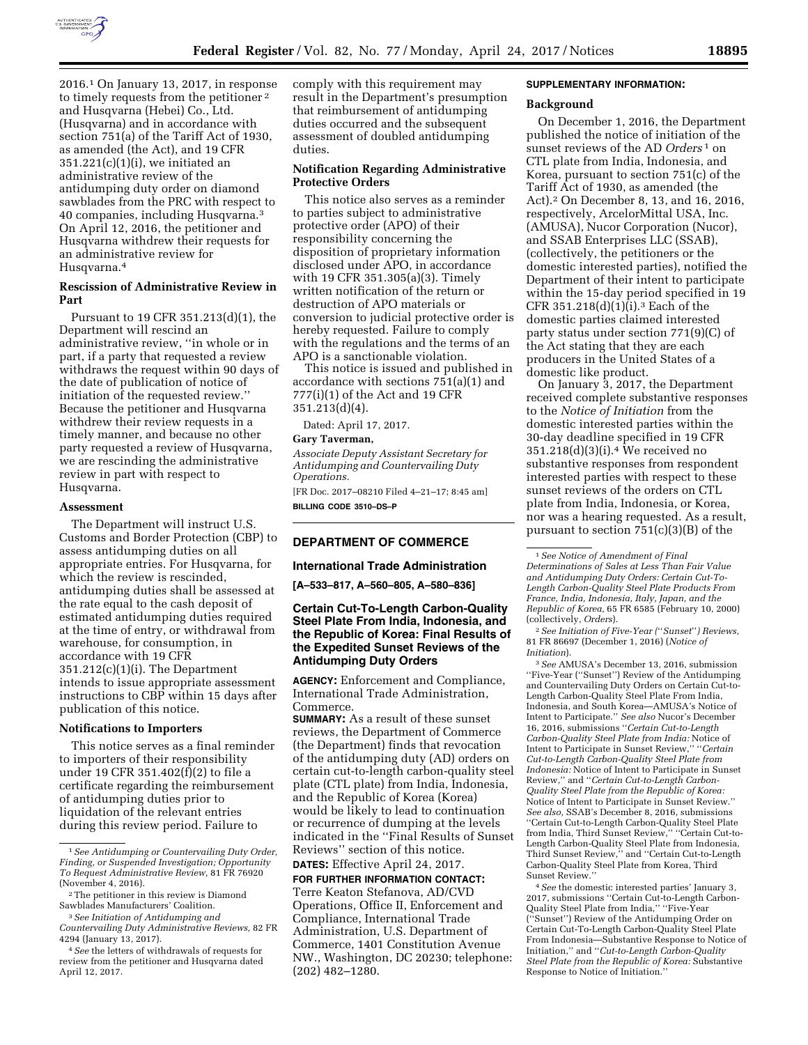2016.[1] On January 13, 2017, in response to timely requests from the petitioner [2] and Husqvarna (Hebei) Co., Ltd. (Husqvarna) and in accordance with section 751(a) of the Tariff Act of 1930, as amended (the Act), and 19 CFR 351.221(c)(1)(i), we initiated an administrative review of the antidumping duty order on diamond sawblades from the PRC with respect to 40 companies, including Husqvarna.[3] On April 12, 2016, the petitioner and Husqvarna withdrew their requests for an administrative review for Husqvarna.[4]

### Rescission of Administrative Review in Part

Pursuant to 19 CFR 351.213(d)(1), the Department will rescind an administrative review, "in whole or in part, if a party that requested a review withdraws the request within 90 days of the date of publication of notice of initiation of the requested review." Because the petitioner and Husqvarna withdrew their review requests in a timely manner, and because no other party requested a review of Husqvarna, we are rescinding the administrative review in part with respect to Husqvarna.

### Assessment

The Department will instruct U.S. Customs and Border Protection (CBP) to assess antidumping duties on all appropriate entries. For Husqvarna, for which the review is rescinded, antidumping duties shall be assessed at the rate equal to the cash deposit of estimated antidumping duties required at the time of entry, or withdrawal from warehouse, for consumption, in accordance with 19 CFR 351.212(c)(1)(i). The Department intends to issue appropriate assessment instructions to CBP within 15 days after publication of this notice.

### Notifications to Importers

This notice serves as a final reminder to importers of their responsibility under 19 CFR 351.402(f)(2) to file a certificate regarding the reimbursement of antidumping duties prior to liquidation of the relevant entries during this review period. Failure to comply with this requirement may result in the Department's presumption that reimbursement of antidumping duties occurred and the subsequent assessment of doubled antidumping duties.

### Notification Regarding Administrative Protective Orders

This notice also serves as a reminder to parties subject to administrative protective order (APO) of their responsibility concerning the disposition of proprietary information disclosed under APO, in accordance with 19 CFR 351.305(a)(3). Timely written notification of the return or destruction of APO materials or conversion to judicial protective order is hereby requested. Failure to comply with the regulations and the terms of an APO is a sanctionable violation.

This notice is issued and published in accordance with sections 751(a)(1) and 777(i)(1) of the Act and 19 CFR 351.213(d)(4).

Dated: April 17, 2017.

**Gary Taverman,**

*Associate Deputy Assistant Secretary for Antidumping and Countervailing Duty Operations.*

[FR Doc. 2017–08210 Filed 4–21–17; 8:45 am]

**BILLING CODE 3510–DS–P**

---

[1] *See Antidumping or Countervailing Duty Order, Finding, or Suspended Investigation; Opportunity To Request Administrative Review,* 81 FR 76920 (November 4, 2016).

[2] The petitioner in this review is Diamond Sawblades Manufacturers' Coalition.

[3] *See Initiation of Antidumping and Countervailing Duty Administrative Reviews,* 82 FR 4294 (January 13, 2017).

[4] *See* the letters of withdrawals of requests for review from the petitioner and Husqvarna dated April 12, 2017.

---

## DEPARTMENT OF COMMERCE

### International Trade Administration

**[A–533–817, A–560–805, A–580–836]**

### Certain Cut-To-Length Carbon-Quality Steel Plate From India, Indonesia, and the Republic of Korea: Final Results of the Expedited Sunset Reviews of the Antidumping Duty Orders

**AGENCY:** Enforcement and Compliance, International Trade Administration, Commerce.

**SUMMARY:** As a result of these sunset reviews, the Department of Commerce (the Department) finds that revocation of the antidumping duty (AD) orders on certain cut-to-length carbon-quality steel plate (CTL plate) from India, Indonesia, and the Republic of Korea (Korea) would be likely to lead to continuation or recurrence of dumping at the levels indicated in the "Final Results of Sunset Reviews" section of this notice.

**DATES:** Effective April 24, 2017.

**FOR FURTHER INFORMATION CONTACT:** Terre Keaton Stefanova, AD/CVD Operations, Office II, Enforcement and Compliance, International Trade Administration, U.S. Department of Commerce, 1401 Constitution Avenue NW., Washington, DC 20230; telephone: (202) 482–1280.

**SUPPLEMENTARY INFORMATION:**

### Background

On December 1, 2016, the Department published the notice of initiation of the sunset reviews of the AD *Orders* [1] on CTL plate from India, Indonesia, and Korea, pursuant to section 751(c) of the Tariff Act of 1930, as amended (the Act).[2] On December 8, 13, and 16, 2016, respectively, ArcelorMittal USA, Inc. (AMUSA), Nucor Corporation (Nucor), and SSAB Enterprises LLC (SSAB), (collectively, the petitioners or the domestic interested parties), notified the Department of their intent to participate within the 15-day period specified in 19 CFR 351.218(d)(1)(i).[3] Each of the domestic parties claimed interested party status under section 771(9)(C) of the Act stating that they are each producers in the United States of a domestic like product.

On January 3, 2017, the Department received complete substantive responses to the *Notice of Initiation* from the domestic interested parties within the 30-day deadline specified in 19 CFR 351.218(d)(3)(i).[4] We received no substantive responses from respondent interested parties with respect to these sunset reviews of the orders on CTL plate from India, Indonesia, or Korea, nor was a hearing requested. As a result, pursuant to section 751(c)(3)(B) of the

---

[1] *See Notice of Amendment of Final Determinations of Sales at Less Than Fair Value and Antidumping Duty Orders: Certain Cut-To-Length Carbon-Quality Steel Plate Products From France, India, Indonesia, Italy, Japan, and the Republic of Korea,* 65 FR 6585 (February 10, 2000) (collectively, *Orders*).

[2] *See Initiation of Five-Year ("Sunset") Reviews,* 81 FR 86697 (December 1, 2016) (*Notice of Initiation*).

[3] *See* AMUSA's December 13, 2016, submission "Five-Year ("Sunset") Review of the Antidumping and Countervailing Duty Orders on Certain Cut-to-Length Carbon-Quality Steel Plate From India, Indonesia, and South Korea—AMUSA's Notice of Intent to Participate." *See also* Nucor's December 16, 2016, submissions "*Certain Cut-to-Length Carbon-Quality Steel Plate from India:* Notice of Intent to Participate in Sunset Review," "*Certain Cut-to-Length Carbon-Quality Steel Plate from Indonesia:* Notice of Intent to Participate in Sunset Review," and "*Certain Cut-to-Length Carbon-Quality Steel Plate from the Republic of Korea:* Notice of Intent to Participate in Sunset Review." *See also,* SSAB's December 8, 2016, submissions "Certain Cut-to-Length Carbon-Quality Steel Plate from India, Third Sunset Review," "Certain Cut-to-Length Carbon-Quality Steel Plate from Indonesia, Third Sunset Review," and "Certain Cut-to-Length Carbon-Quality Steel Plate from Korea, Third Sunset Review."

[4] *See* the domestic interested parties' January 3, 2017, submissions "Certain Cut-to-Length Carbon-Quality Steel Plate from India," "Five-Year ("Sunset") Review of the Antidumping Order on Certain Cut-To-Length Carbon-Quality Steel Plate From Indonesia—Substantive Response to Notice of Initiation," and "*Cut-to-Length Carbon-Quality Steel Plate from the Republic of Korea:* Substantive Response to Notice of Initiation."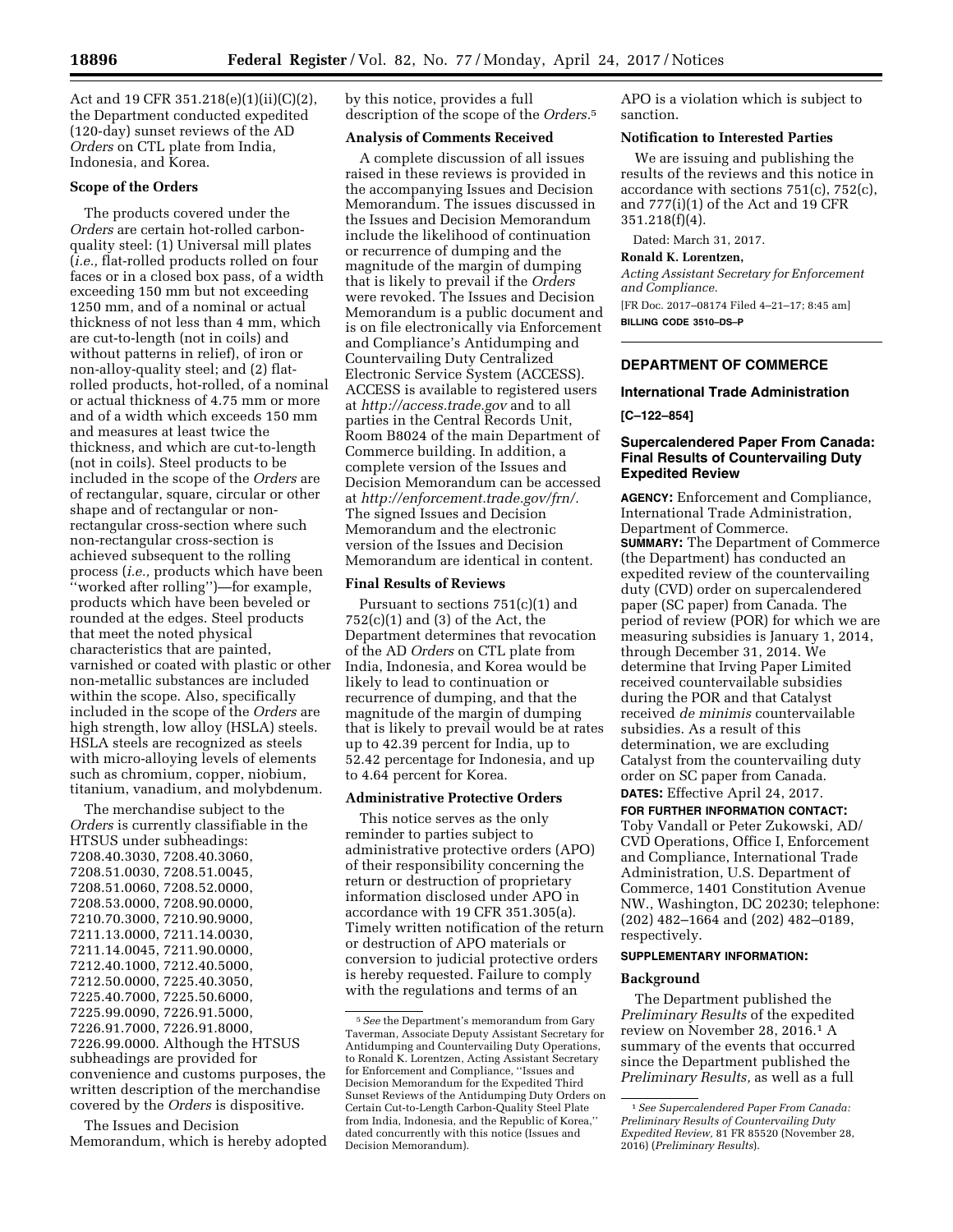Act and 19 CFR 351.218(e)(1)(ii)(C)(2), the Department conducted expedited (120-day) sunset reviews of the AD *Orders* on CTL plate from India, Indonesia, and Korea.

### Scope of the Orders

The products covered under the *Orders* are certain hot-rolled carbon-quality steel: (1) Universal mill plates (*i.e.,* flat-rolled products rolled on four faces or in a closed box pass, of a width exceeding 150 mm but not exceeding 1250 mm, and of a nominal or actual thickness of not less than 4 mm, which are cut-to-length (not in coils) and without patterns in relief), of iron or non-alloy-quality steel; and (2) flat-rolled products, hot-rolled, of a nominal or actual thickness of 4.75 mm or more and of a width which exceeds 150 mm and measures at least twice the thickness, and which are cut-to-length (not in coils). Steel products to be included in the scope of the *Orders* are of rectangular, square, circular or other shape and of rectangular or non-rectangular cross-section where such non-rectangular cross-section is achieved subsequent to the rolling process (*i.e.,* products which have been "worked after rolling")—for example, products which have been beveled or rounded at the edges. Steel products that meet the noted physical characteristics that are painted, varnished or coated with plastic or other non-metallic substances are included within the scope. Also, specifically included in the scope of the *Orders* are high strength, low alloy (HSLA) steels. HSLA steels are recognized as steels with micro-alloying levels of elements such as chromium, copper, niobium, titanium, vanadium, and molybdenum.

The merchandise subject to the *Orders* is currently classifiable in the HTSUS under subheadings: 7208.40.3030, 7208.40.3060, 7208.51.0030, 7208.51.0045, 7208.51.0060, 7208.52.0000, 7208.53.0000, 7208.90.0000, 7210.70.3000, 7210.90.9000, 7211.13.0000, 7211.14.0030, 7211.14.0045, 7211.90.0000, 7212.40.1000, 7212.40.5000, 7212.50.0000, 7225.40.3050, 7225.40.7000, 7225.50.6000, 7225.99.0090, 7226.91.5000, 7226.91.7000, 7226.91.8000, 7226.99.0000. Although the HTSUS subheadings are provided for convenience and customs purposes, the written description of the merchandise covered by the *Orders* is dispositive.

The Issues and Decision Memorandum, which is hereby adopted by this notice, provides a full description of the scope of the *Orders*.[5]

### Analysis of Comments Received

A complete discussion of all issues raised in these reviews is provided in the accompanying Issues and Decision Memorandum. The issues discussed in the Issues and Decision Memorandum include the likelihood of continuation or recurrence of dumping and the magnitude of the margin of dumping that is likely to prevail if the *Orders* were revoked. The Issues and Decision Memorandum is a public document and is on file electronically via Enforcement and Compliance's Antidumping and Countervailing Duty Centralized Electronic Service System (ACCESS). ACCESS is available to registered users at *http://access.trade.gov* and to all parties in the Central Records Unit, Room B8024 of the main Department of Commerce building. In addition, a complete version of the Issues and Decision Memorandum can be accessed at *http://enforcement.trade.gov/frn/*. The signed Issues and Decision Memorandum and the electronic version of the Issues and Decision Memorandum are identical in content.

### Final Results of Reviews

Pursuant to sections 751(c)(1) and 752(c)(1) and (3) of the Act, the Department determines that revocation of the AD *Orders* on CTL plate from India, Indonesia, and Korea would be likely to lead to continuation or recurrence of dumping, and that the magnitude of the margin of dumping that is likely to prevail would be at rates up to 42.39 percent for India, up to 52.42 percentage for Indonesia, and up to 4.64 percent for Korea.

### Administrative Protective Orders

This notice serves as the only reminder to parties subject to administrative protective orders (APO) of their responsibility concerning the return or destruction of proprietary information disclosed under APO in accordance with 19 CFR 351.305(a). Timely written notification of the return or destruction of APO materials or conversion to judicial protective orders is hereby requested. Failure to comply with the regulations and terms of an APO is a violation which is subject to sanction.

### Notification to Interested Parties

We are issuing and publishing the results of the reviews and this notice in accordance with sections 751(c), 752(c), and 777(i)(1) of the Act and 19 CFR 351.218(f)(4).

Dated: March 31, 2017.

**Ronald K. Lorentzen,**

*Acting Assistant Secretary for Enforcement and Compliance.*

[FR Doc. 2017–08174 Filed 4–21–17; 8:45 am]

**BILLING CODE 3510–DS–P**

[5] *See* the Department's memorandum from Gary Taverman, Associate Deputy Assistant Secretary for Antidumping and Countervailing Duty Operations, to Ronald K. Lorentzen, Acting Assistant Secretary for Enforcement and Compliance, "Issues and Decision Memorandum for the Expedited Third Sunset Reviews of the Antidumping Duty Orders on Certain Cut-to-Length Carbon-Quality Steel Plate from India, Indonesia, and the Republic of Korea," dated concurrently with this notice (Issues and Decision Memorandum).

---

## DEPARTMENT OF COMMERCE

### International Trade Administration

**[C–122–854]**

### Supercalendered Paper From Canada: Final Results of Countervailing Duty Expedited Review

**AGENCY:** Enforcement and Compliance, International Trade Administration, Department of Commerce.

**SUMMARY:** The Department of Commerce (the Department) has conducted an expedited review of the countervailing duty (CVD) order on supercalendered paper (SC paper) from Canada. The period of review (POR) for which we are measuring subsidies is January 1, 2014, through December 31, 2014. We determine that Irving Paper Limited received countervailable subsidies during the POR and that Catalyst received *de minimis* countervailable subsidies. As a result of this determination, we are excluding Catalyst from the countervailing duty order on SC paper from Canada.

**DATES:** Effective April 24, 2017.

**FOR FURTHER INFORMATION CONTACT:** Toby Vandall or Peter Zukowski, AD/CVD Operations, Office I, Enforcement and Compliance, International Trade Administration, U.S. Department of Commerce, 1401 Constitution Avenue NW., Washington, DC 20230; telephone: (202) 482–1664 and (202) 482–0189, respectively.

**SUPPLEMENTARY INFORMATION:**

### Background

The Department published the *Preliminary Results* of the expedited review on November 28, 2016.[1] A summary of the events that occurred since the Department published the *Preliminary Results,* as well as a full

[1] *See Supercalendered Paper From Canada: Preliminary Results of Countervailing Duty Expedited Review,* 81 FR 85520 (November 28, 2016) (*Preliminary Results*).